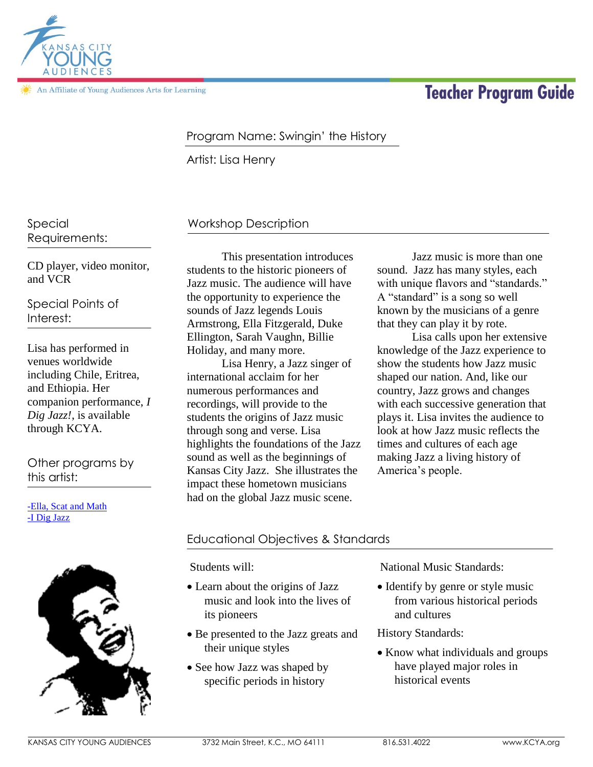Kansas City Young Audiences

An Affiliate of Young Audiences Arts for Learning

# Teacher Program Guide

Program Name: Swingin' the History

Artist: Lisa Henry

## Workshop Description

This presentation introduces students to the historic pioneers of Jazz music. The audience will have the opportunity to experience the sounds of Jazz legends Louis Armstrong, Ella Fitzgerald, Duke Ellington, Sarah Vaughn, Billie Holiday, and many more.

Lisa Henry, a Jazz singer of international acclaim for her numerous performances and recordings, will provide to the students the origins of Jazz music through song and verse. Lisa highlights the foundations of the Jazz sound as well as the beginnings of Kansas City Jazz. She illustrates the impact these hometown musicians had on the global Jazz music scene.

Jazz music is more than one sound. Jazz has many styles, each with unique flavors and "standards." A "standard" is a song so well known by the musicians of a genre that they can play it by rote.

Lisa calls upon her extensive knowledge of the Jazz experience to show the students how Jazz music shaped our nation. And, like our country, Jazz grows and changes with each successive generation that plays it. Lisa invites the audience to look at how Jazz music reflects the times and cultures of each age making Jazz a living history of America's people.

## Special Requirements:

CD player, video monitor, and VCR

## Special Points of Interest:

Lisa has performed in venues worldwide including Chile, Eritrea, and Ethiopia. Her companion performance, *I Dig Jazz!*, is available through KCYA.

## Other programs by this artist:

- [Ella, Scat and Math]
- [I Dig Jazz]

## Educational Objectives & Standards

Students will:

- Learn about the origins of Jazz music and look into the lives of its pioneers
- Be presented to the Jazz greats and their unique styles
- See how Jazz was shaped by specific periods in history

National Music Standards:

- Identify by genre or style music from various historical periods and cultures

History Standards:

- Know what individuals and groups have played major roles in historical events

KANSAS CITY YOUNG AUDIENCES | 3732 Main Street, K.C., MO 64111 | 816.531.4022 | www.KCYA.org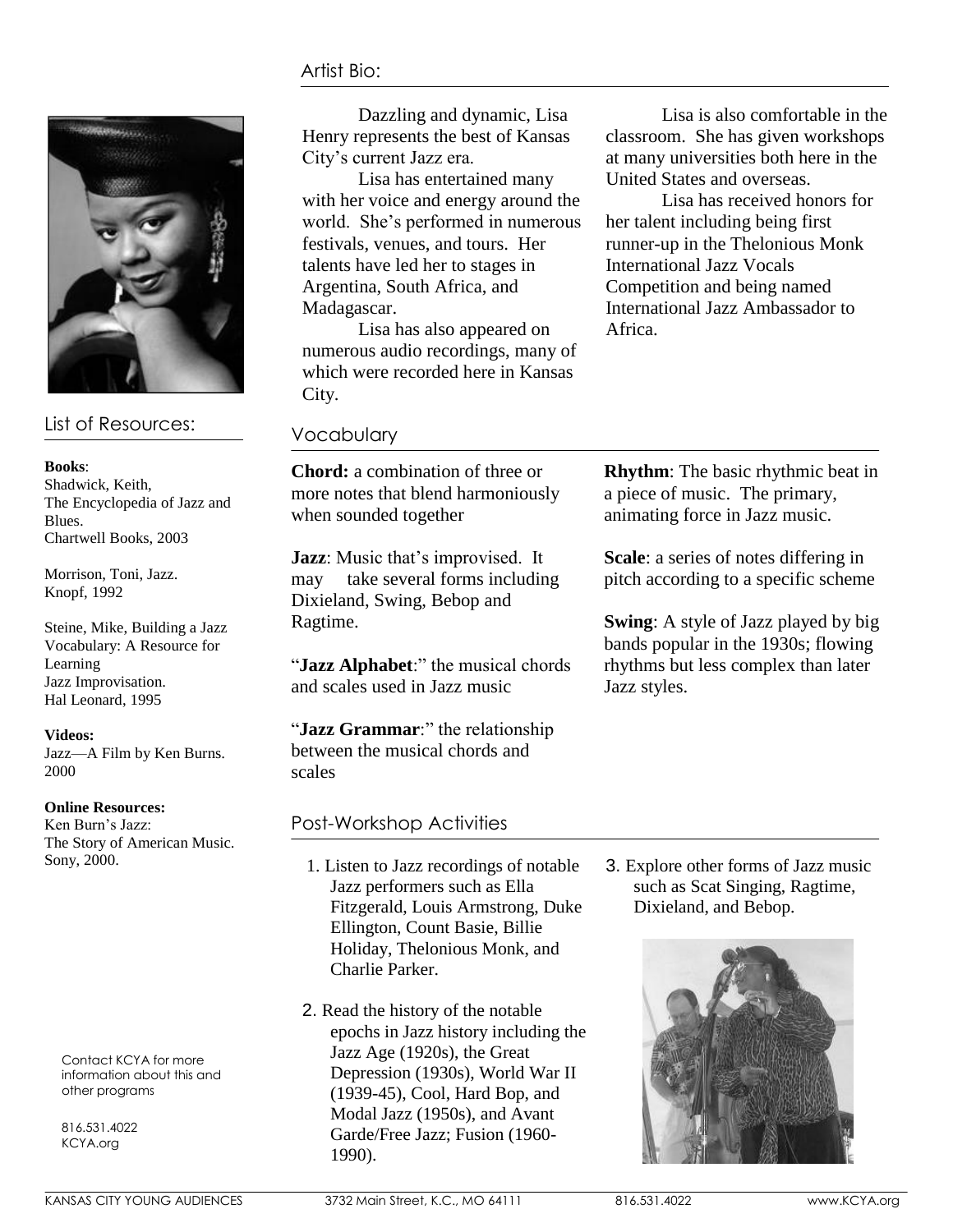## Artist Bio:

Dazzling and dynamic, Lisa Henry represents the best of Kansas City's current Jazz era.

Lisa has entertained many with her voice and energy around the world. She's performed in numerous festivals, venues, and tours. Her talents have led her to stages in Argentina, South Africa, and Madagascar.

Lisa has also appeared on numerous audio recordings, many of which were recorded here in Kansas City.

Lisa is also comfortable in the classroom. She has given workshops at many universities both here in the United States and overseas.

Lisa has received honors for her talent including being first runner-up in the Thelonious Monk International Jazz Vocals Competition and being named International Jazz Ambassador to Africa.

## List of Resources:

**Books**:

Shadwick, Keith, The Encyclopedia of Jazz and Blues. Chartwell Books, 2003

Morrison, Toni, Jazz. Knopf, 1992

Steine, Mike, Building a Jazz Vocabulary: A Resource for Learning Jazz Improvisation. Hal Leonard, 1995

**Videos:**

Jazz—A Film by Ken Burns. 2000

**Online Resources:**

Ken Burn's Jazz: The Story of American Music. Sony, 2000.

Contact KCYA for more information about this and other programs

816.531.4022
KCYA.org

## Vocabulary

**Chord:** a combination of three or more notes that blend harmoniously when sounded together

**Jazz**: Music that's improvised. It may take several forms including Dixieland, Swing, Bebop and Ragtime.

"**Jazz Alphabet**:" the musical chords and scales used in Jazz music

"**Jazz Grammar**:" the relationship between the musical chords and scales

**Rhythm**: The basic rhythmic beat in a piece of music. The primary, animating force in Jazz music.

**Scale**: a series of notes differing in pitch according to a specific scheme

**Swing**: A style of Jazz played by big bands popular in the 1930s; flowing rhythms but less complex than later Jazz styles.

## Post-Workshop Activities

1. Listen to Jazz recordings of notable Jazz performers such as Ella Fitzgerald, Louis Armstrong, Duke Ellington, Count Basie, Billie Holiday, Thelonious Monk, and Charlie Parker.
2. Read the history of the notable epochs in Jazz history including the Jazz Age (1920s), the Great Depression (1930s), World War II (1939-45), Cool, Hard Bop, and Modal Jazz (1950s), and Avant Garde/Free Jazz; Fusion (1960-1990).
3. Explore other forms of Jazz music such as Scat Singing, Ragtime, Dixieland, and Bebop.